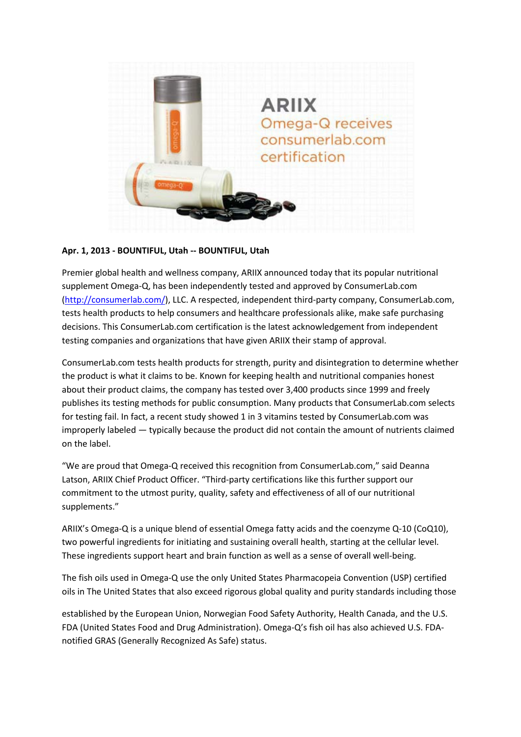**Apr. 1, 2013 - BOUNTIFUL, Utah -- BOUNTIFUL, Utah**

Premier global health and wellness company, ARIIX announced today that its popular nutritional supplement Omega-Q, has been independently tested and approved by ConsumerLab.com (http://consumerlab.com/), LLC. A respected, independent third-party company, ConsumerLab.com, tests health products to help consumers and healthcare professionals alike, make safe purchasing decisions. This ConsumerLab.com certification is the latest acknowledgement from independent testing companies and organizations that have given ARIIX their stamp of approval.

ConsumerLab.com tests health products for strength, purity and disintegration to determine whether the product is what it claims to be. Known for keeping health and nutritional companies honest about their product claims, the company has tested over 3,400 products since 1999 and freely publishes its testing methods for public consumption. Many products that ConsumerLab.com selects for testing fail. In fact, a recent study showed 1 in 3 vitamins tested by ConsumerLab.com was improperly labeled — typically because the product did not contain the amount of nutrients claimed on the label.

"We are proud that Omega-Q received this recognition from ConsumerLab.com," said Deanna Latson, ARIIX Chief Product Officer. "Third-party certifications like this further support our commitment to the utmost purity, quality, safety and effectiveness of all of our nutritional supplements."

ARIIX's Omega-Q is a unique blend of essential Omega fatty acids and the coenzyme Q-10 (CoQ10), two powerful ingredients for initiating and sustaining overall health, starting at the cellular level. These ingredients support heart and brain function as well as a sense of overall well-being.

The fish oils used in Omega-Q use the only United States Pharmacopeia Convention (USP) certified oils in The United States that also exceed rigorous global quality and purity standards including those established by the European Union, Norwegian Food Safety Authority, Health Canada, and the U.S. FDA (United States Food and Drug Administration). Omega-Q's fish oil has also achieved U.S. FDA-notified GRAS (Generally Recognized As Safe) status.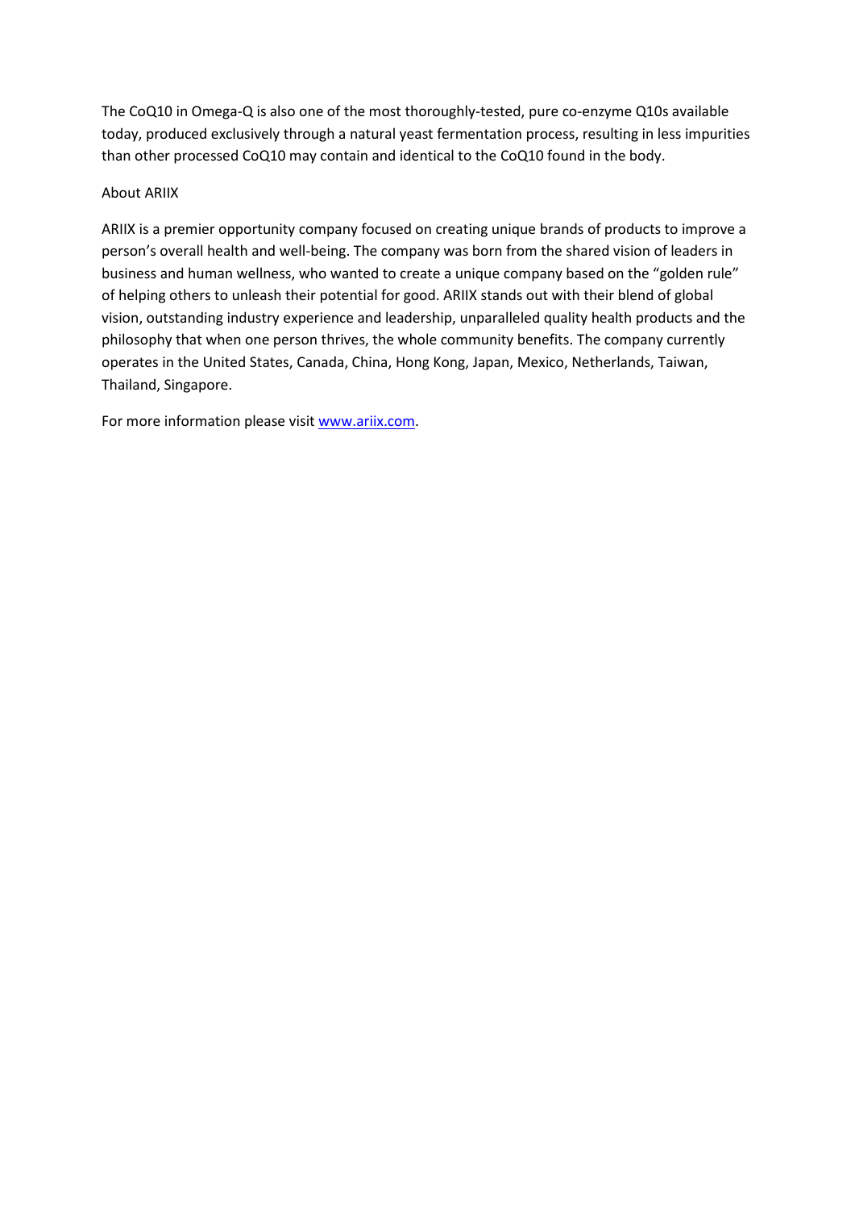The CoQ10 in Omega-Q is also one of the most thoroughly-tested, pure co-enzyme Q10s available today, produced exclusively through a natural yeast fermentation process, resulting in less impurities than other processed CoQ10 may contain and identical to the CoQ10 found in the body.

About ARIIX

ARIIX is a premier opportunity company focused on creating unique brands of products to improve a person's overall health and well-being. The company was born from the shared vision of leaders in business and human wellness, who wanted to create a unique company based on the "golden rule" of helping others to unleash their potential for good. ARIIX stands out with their blend of global vision, outstanding industry experience and leadership, unparalleled quality health products and the philosophy that when one person thrives, the whole community benefits. The company currently operates in the United States, Canada, China, Hong Kong, Japan, Mexico, Netherlands, Taiwan, Thailand, Singapore.

For more information please visit [www.ariix.com](http://www.ariix.com).